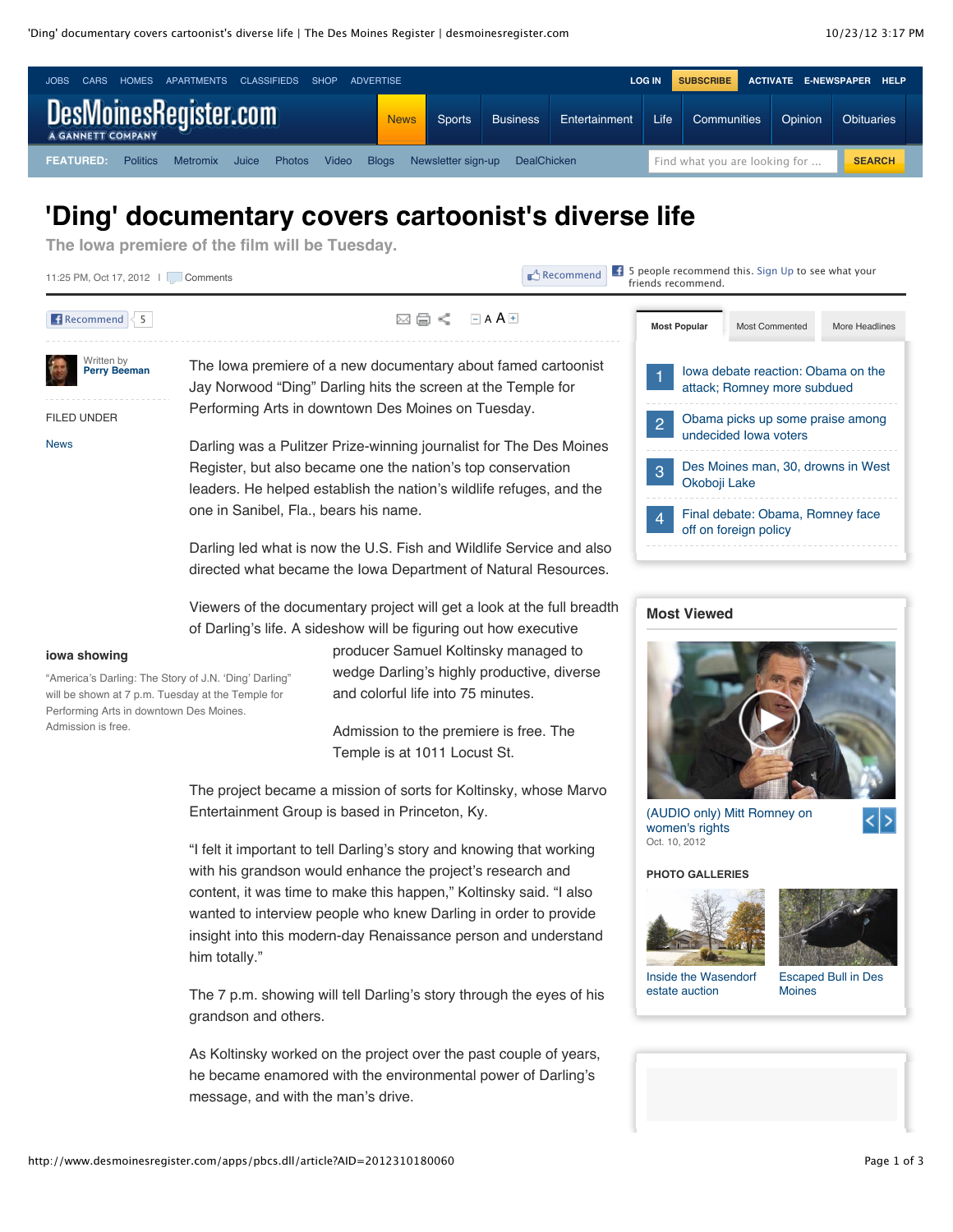# 'Ding' documentary covers cartoonist's diverse life

**The Iowa premiere of the film will be Tuesday.**

11:25 PM, Oct 17, 2012 | Comments

Written by **Perry Beeman**

FILED UNDER

News

The Iowa premiere of a new documentary about famed cartoonist Jay Norwood "Ding" Darling hits the screen at the Temple for Performing Arts in downtown Des Moines on Tuesday.

Darling was a Pulitzer Prize-winning journalist for The Des Moines Register, but also became one the nation's top conservation leaders. He helped establish the nation's wildlife refuges, and the one in Sanibel, Fla., bears his name.

Darling led what is now the U.S. Fish and Wildlife Service and also directed what became the Iowa Department of Natural Resources.

Viewers of the documentary project will get a look at the full breadth of Darling's life. A sideshow will be figuring out how executive producer Samuel Koltinsky managed to wedge Darling's highly productive, diverse and colorful life into 75 minutes.

Admission to the premiere is free. The Temple is at 1011 Locust St.

**iowa showing**

"America's Darling: The Story of J.N. 'Ding' Darling" will be shown at 7 p.m. Tuesday at the Temple for Performing Arts in downtown Des Moines. Admission is free.

The project became a mission of sorts for Koltinsky, whose Marvo Entertainment Group is based in Princeton, Ky.

"I felt it important to tell Darling's story and knowing that working with his grandson would enhance the project's research and content, it was time to make this happen," Koltinsky said. "I also wanted to interview people who knew Darling in order to provide insight into this modern-day Renaissance person and understand him totally."

The 7 p.m. showing will tell Darling's story through the eyes of his grandson and others.

As Koltinsky worked on the project over the past couple of years, he became enamored with the environmental power of Darling's message, and with the man's drive.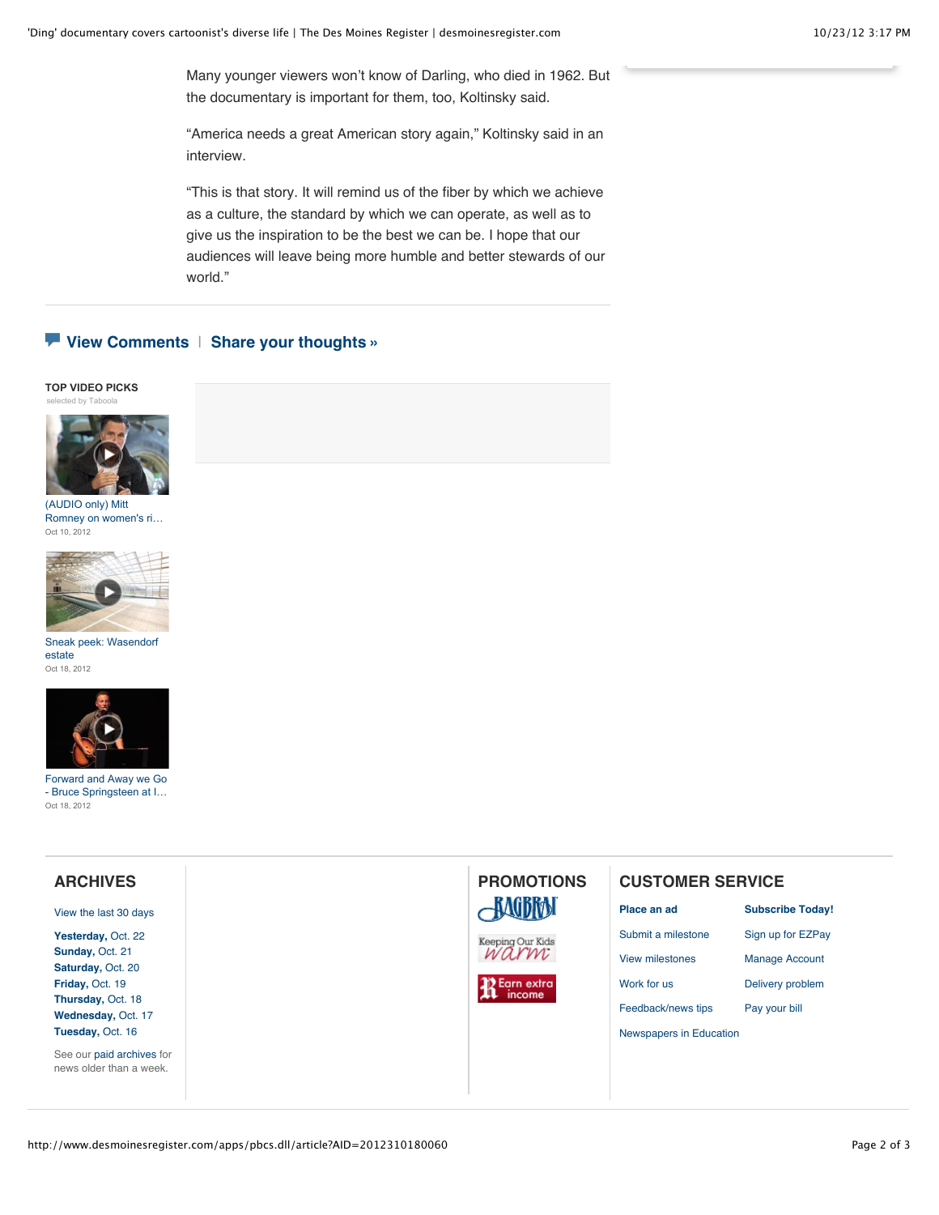Many younger viewers won't know of Darling, who died in 1962. But the documentary is important for them, too, Koltinsky said.

"America needs a great American story again," Koltinsky said in an interview.

"This is that story. It will remind us of the fiber by which we achieve as a culture, the standard by which we can operate, as well as to give us the inspiration to be the best we can be. I hope that our audiences will leave being more humble and better stewards of our world."

**View Comments** | **Share your thoughts »**

**TOP VIDEO PICKS**
selected by Taboola

(AUDIO only) Mitt Romney on women's ri...
Oct 10, 2012

Sneak peek: Wasendorf estate
Oct 18, 2012

Forward and Away we Go - Bruce Springsteen at I...
Oct 18, 2012

## ARCHIVES

View the last 30 days

**Yesterday,** Oct. 22
**Sunday,** Oct. 21
**Saturday,** Oct. 20
**Friday,** Oct. 19
**Thursday,** Oct. 18
**Wednesday,** Oct. 17
**Tuesday,** Oct. 16

See our paid archives for news older than a week.

## PROMOTIONS

RAGBRAI
Keeping Our Kids Warm
Earn extra income

## CUSTOMER SERVICE

**Place an ad**
Submit a milestone
View milestones
Work for us
Feedback/news tips
Newspapers in Education

**Subscribe Today!**
Sign up for EZPay
Manage Account
Delivery problem
Pay your bill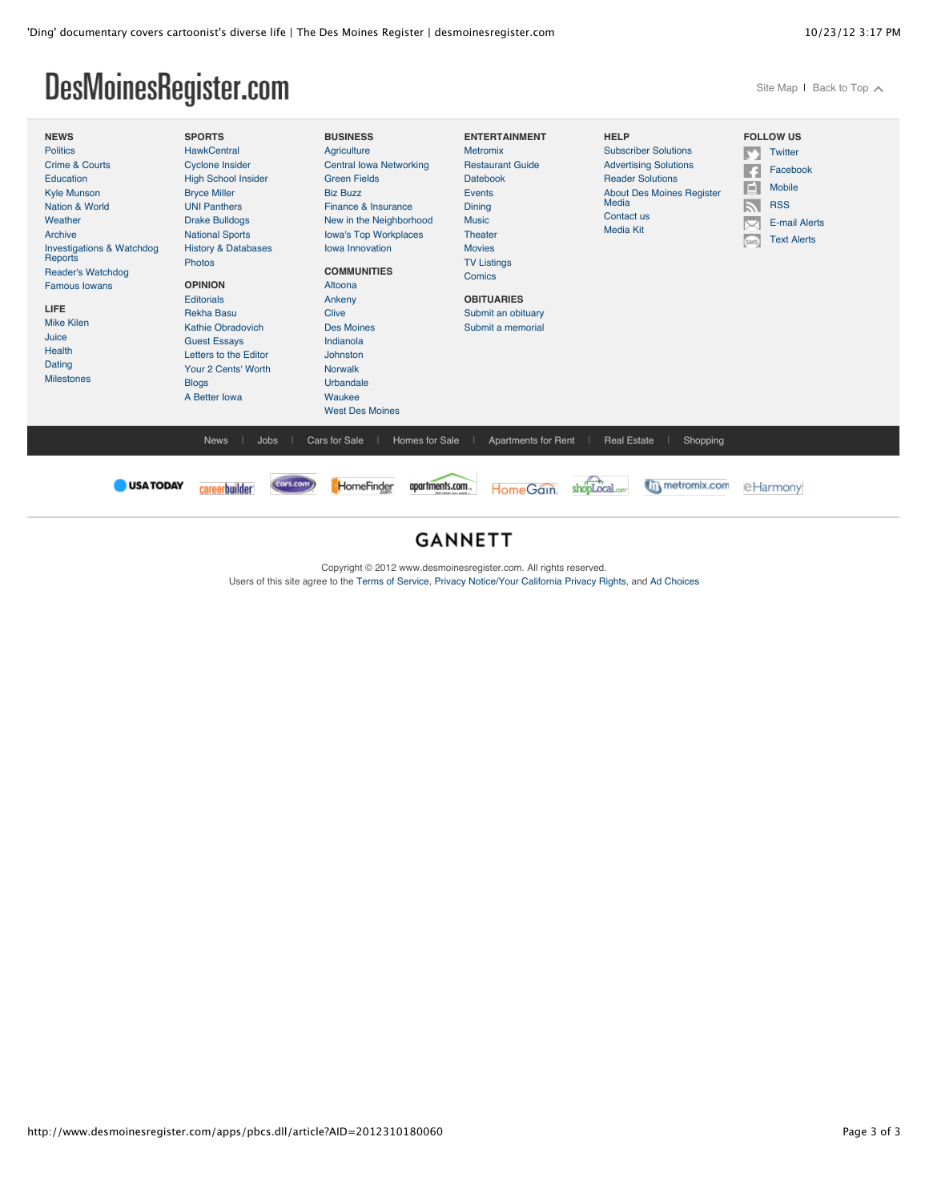DesMoinesRegister.com

Site Map | Back to Top

**NEWS**
- Politics
- Crime & Courts
- Education
- Kyle Munson
- Nation & World
- Weather
- Archive
- Investigations & Watchdog Reports
- Reader's Watchdog
- Famous Iowans

**LIFE**
- Mike Kilen
- Juice
- Health
- Dating
- Milestones

**SPORTS**
- HawkCentral
- Cyclone Insider
- High School Insider
- Bryce Miller
- UNI Panthers
- Drake Bulldogs
- National Sports
- History & Databases
- Photos

**OPINION**
- Editorials
- Rekha Basu
- Kathie Obradovich
- Guest Essays
- Letters to the Editor
- Your 2 Cents' Worth
- Blogs
- A Better Iowa

**BUSINESS**
- Agriculture
- Central Iowa Networking
- Green Fields
- Biz Buzz
- Finance & Insurance
- New in the Neighborhood
- Iowa's Top Workplaces
- Iowa Innovation

**COMMUNITIES**
- Altoona
- Ankeny
- Clive
- Des Moines
- Indianola
- Johnston
- Norwalk
- Urbandale
- Waukee
- West Des Moines

**ENTERTAINMENT**
- Metromix
- Restaurant Guide
- Datebook
- Events
- Dining
- Music
- Theater
- Movies
- TV Listings
- Comics

**OBITUARIES**
- Submit an obituary
- Submit a memorial

**HELP**
- Subscriber Solutions
- Advertising Solutions
- Reader Solutions
- About Des Moines Register Media
- Contact us
- Media Kit

**FOLLOW US**
- Twitter
- Facebook
- Mobile
- RSS
- E-mail Alerts
- Text Alerts

News | Jobs | Cars for Sale | Homes for Sale | Apartments for Rent | Real Estate | Shopping

USA TODAY | careerbuilder | cars.com | HomeFinder.com | apartments.com | HomeGain | shopLocal.com | metromix.com | eHarmony

GANNETT

Copyright © 2012 www.desmoinesregister.com. All rights reserved.
Users of this site agree to the Terms of Service, Privacy Notice/Your California Privacy Rights, and Ad Choices